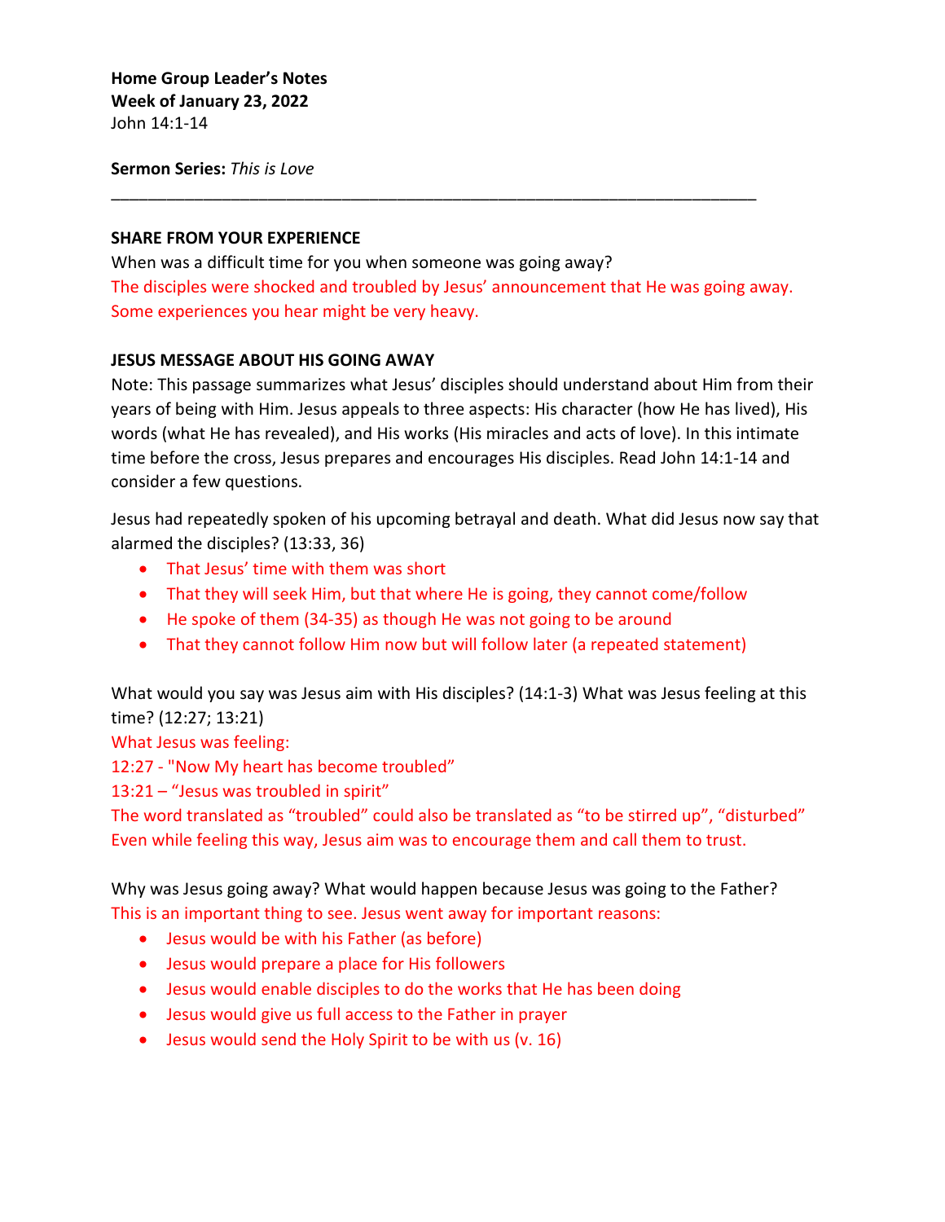**Home Group Leader's Notes**
**Week of January 23, 2022**
John 14:1-14

**Sermon Series:** *This is Love*

---

**SHARE FROM YOUR EXPERIENCE**

When was a difficult time for you when someone was going away?
The disciples were shocked and troubled by Jesus' announcement that He was going away. Some experiences you hear might be very heavy.

**JESUS MESSAGE ABOUT HIS GOING AWAY**

Note: This passage summarizes what Jesus' disciples should understand about Him from their years of being with Him. Jesus appeals to three aspects: His character (how He has lived), His words (what He has revealed), and His works (His miracles and acts of love). In this intimate time before the cross, Jesus prepares and encourages His disciples. Read John 14:1-14 and consider a few questions.

Jesus had repeatedly spoken of his upcoming betrayal and death. What did Jesus now say that alarmed the disciples? (13:33, 36)

- That Jesus' time with them was short
- That they will seek Him, but that where He is going, they cannot come/follow
- He spoke of them (34-35) as though He was not going to be around
- That they cannot follow Him now but will follow later (a repeated statement)

What would you say was Jesus aim with His disciples? (14:1-3) What was Jesus feeling at this time? (12:27; 13:21)

What Jesus was feeling:
12:27 - "Now My heart has become troubled"
13:21 – "Jesus was troubled in spirit"
The word translated as "troubled" could also be translated as "to be stirred up", "disturbed"
Even while feeling this way, Jesus aim was to encourage them and call them to trust.

Why was Jesus going away? What would happen because Jesus was going to the Father?
This is an important thing to see. Jesus went away for important reasons:

- Jesus would be with his Father (as before)
- Jesus would prepare a place for His followers
- Jesus would enable disciples to do the works that He has been doing
- Jesus would give us full access to the Father in prayer
- Jesus would send the Holy Spirit to be with us (v. 16)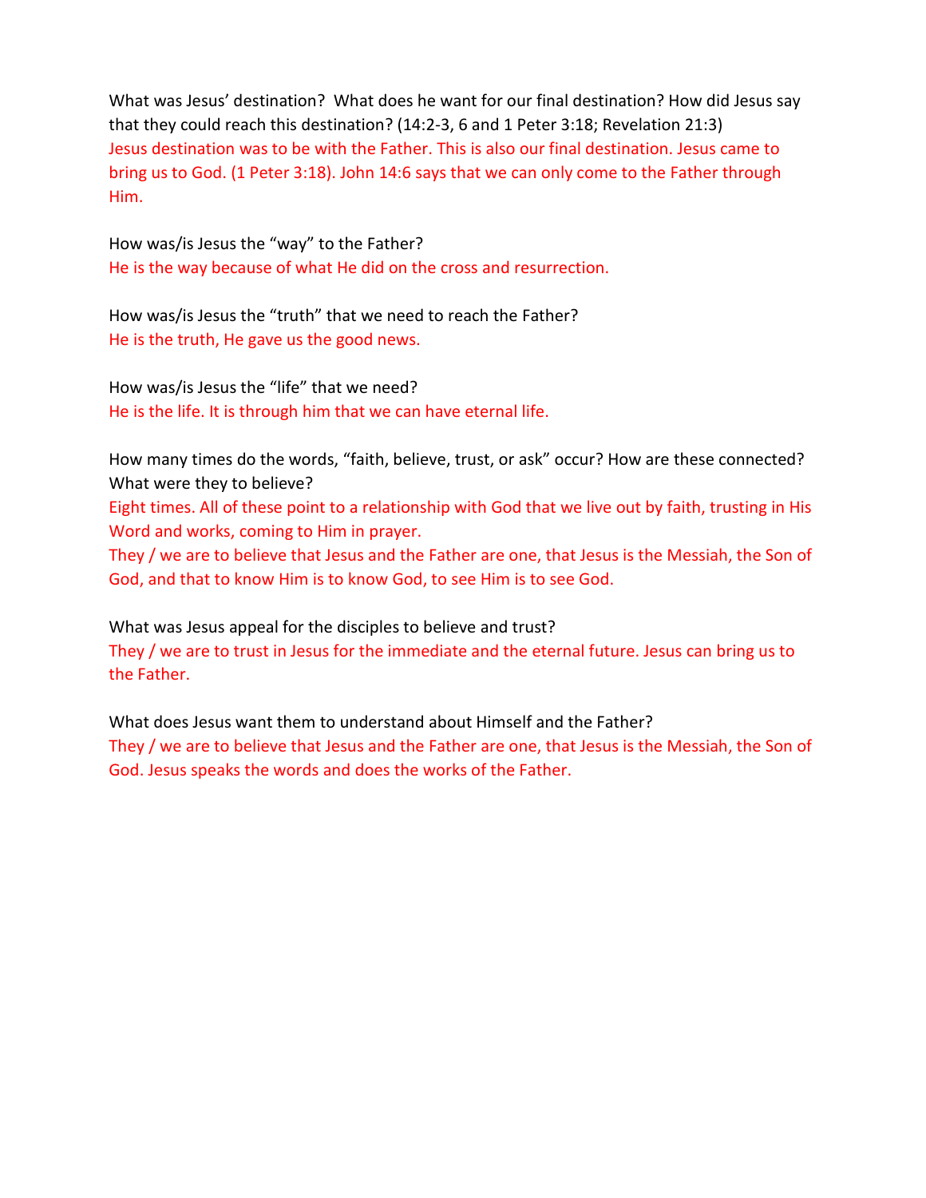What was Jesus' destination? What does he want for our final destination? How did Jesus say that they could reach this destination? (14:2-3, 6 and 1 Peter 3:18; Revelation 21:3)
Jesus destination was to be with the Father. This is also our final destination. Jesus came to bring us to God. (1 Peter 3:18). John 14:6 says that we can only come to the Father through Him.

How was/is Jesus the "way" to the Father?
He is the way because of what He did on the cross and resurrection.

How was/is Jesus the "truth" that we need to reach the Father?
He is the truth, He gave us the good news.

How was/is Jesus the "life" that we need?
He is the life. It is through him that we can have eternal life.

How many times do the words, "faith, believe, trust, or ask" occur? How are these connected? What were they to believe?
Eight times. All of these point to a relationship with God that we live out by faith, trusting in His Word and works, coming to Him in prayer.
They / we are to believe that Jesus and the Father are one, that Jesus is the Messiah, the Son of God, and that to know Him is to know God, to see Him is to see God.

What was Jesus appeal for the disciples to believe and trust?
They / we are to trust in Jesus for the immediate and the eternal future. Jesus can bring us to the Father.

What does Jesus want them to understand about Himself and the Father?
They / we are to believe that Jesus and the Father are one, that Jesus is the Messiah, the Son of God. Jesus speaks the words and does the works of the Father.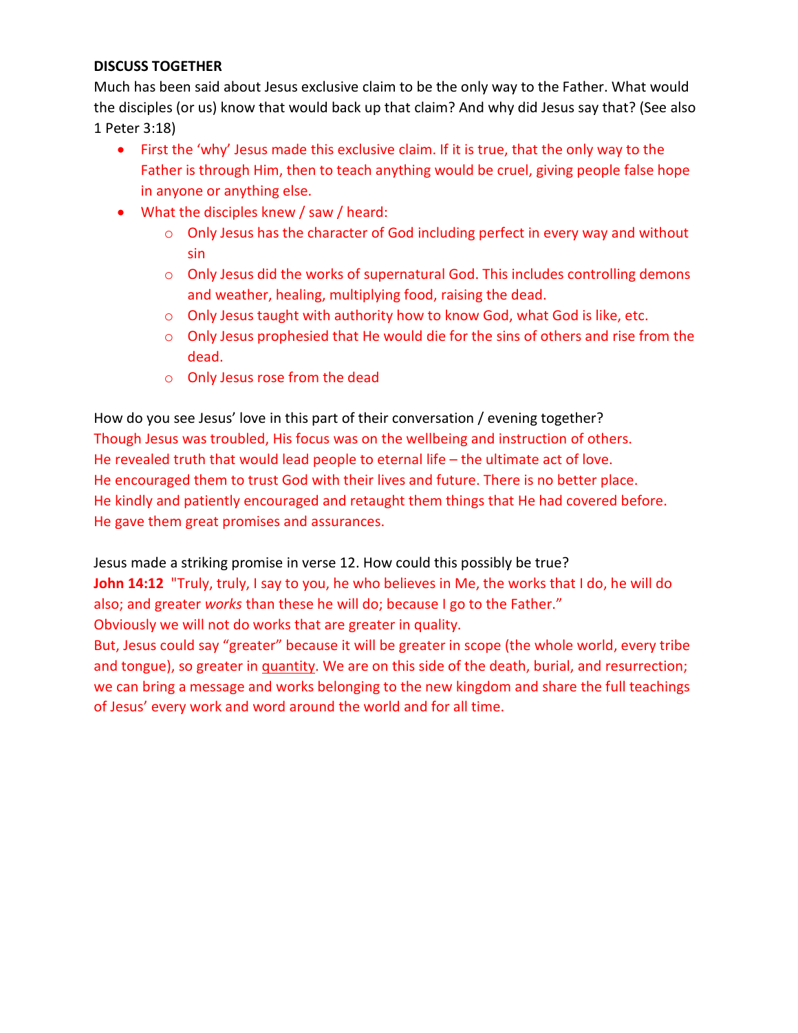**DISCUSS TOGETHER**

Much has been said about Jesus exclusive claim to be the only way to the Father. What would the disciples (or us) know that would back up that claim? And why did Jesus say that? (See also 1 Peter 3:18)

- First the 'why' Jesus made this exclusive claim. If it is true, that the only way to the Father is through Him, then to teach anything would be cruel, giving people false hope in anyone or anything else.
- What the disciples knew / saw / heard:
  - Only Jesus has the character of God including perfect in every way and without sin
  - Only Jesus did the works of supernatural God. This includes controlling demons and weather, healing, multiplying food, raising the dead.
  - Only Jesus taught with authority how to know God, what God is like, etc.
  - Only Jesus prophesied that He would die for the sins of others and rise from the dead.
  - Only Jesus rose from the dead

How do you see Jesus' love in this part of their conversation / evening together?

Though Jesus was troubled, His focus was on the wellbeing and instruction of others.
He revealed truth that would lead people to eternal life – the ultimate act of love.
He encouraged them to trust God with their lives and future. There is no better place.
He kindly and patiently encouraged and retaught them things that He had covered before.
He gave them great promises and assurances.

Jesus made a striking promise in verse 12. How could this possibly be true?

**John 14:12** "Truly, truly, I say to you, he who believes in Me, the works that I do, he will do also; and greater *works* than these he will do; because I go to the Father."

Obviously we will not do works that are greater in quality.

But, Jesus could say "greater" because it will be greater in scope (the whole world, every tribe and tongue), so greater in <u>quantity</u>. We are on this side of the death, burial, and resurrection; we can bring a message and works belonging to the new kingdom and share the full teachings of Jesus' every work and word around the world and for all time.